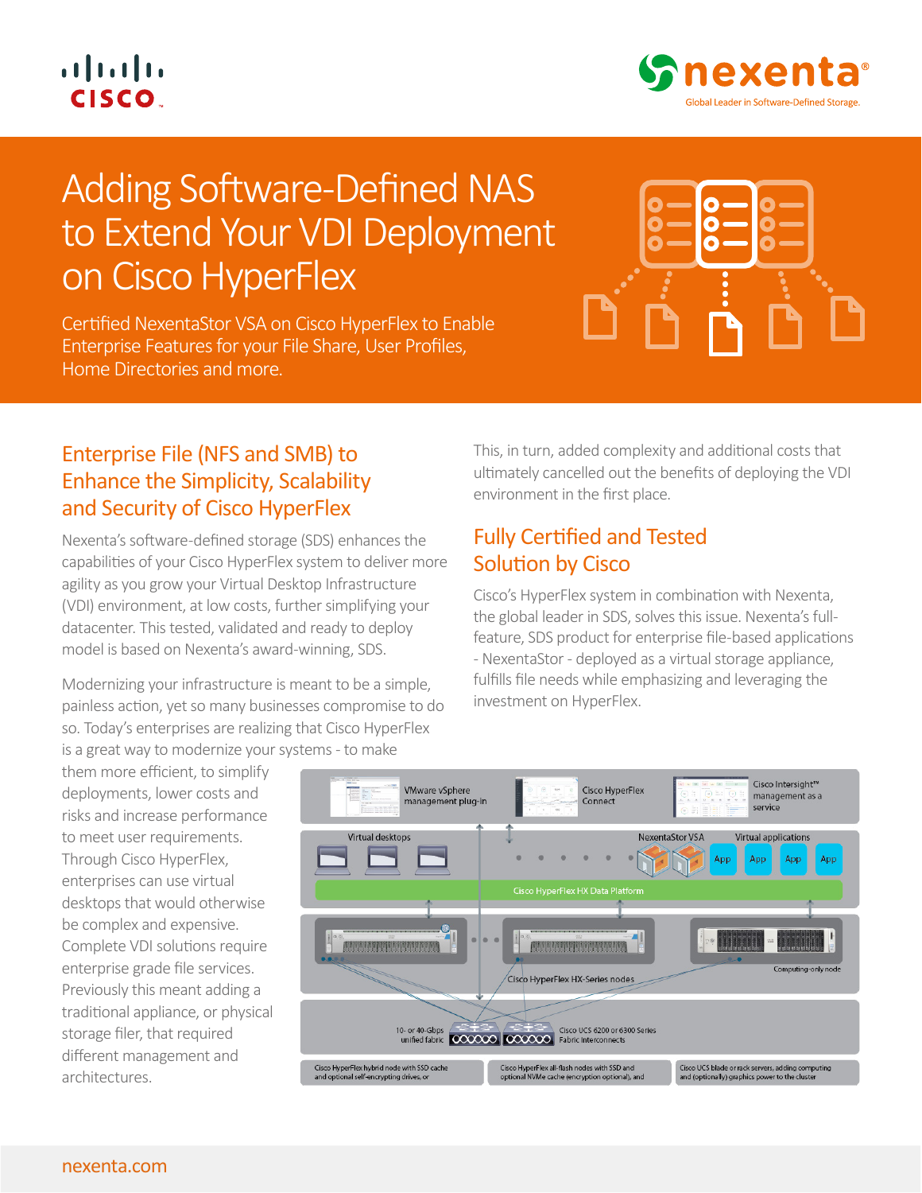# Adding Software-Defined NAS to Extend Your VDI Deployment on Cisco HyperFlex

Certified NexentaStor VSA on Cisco HyperFlex to Enable Enterprise Features for your File Share, User Profiles, Home Directories and more.

## Enterprise File (NFS and SMB) to Enhance the Simplicity, Scalability and Security of Cisco HyperFlex

Nexenta's software-defined storage (SDS) enhances the capabilities of your Cisco HyperFlex system to deliver more agility as you grow your Virtual Desktop Infrastructure (VDI) environment, at low costs, further simplifying your datacenter. This tested, validated and ready to deploy model is based on Nexenta's award-winning, SDS.

Modernizing your infrastructure is meant to be a simple, painless action, yet so many businesses compromise to do so. Today's enterprises are realizing that Cisco HyperFlex is a great way to modernize your systems - to make them more efficient, to simplify deployments, lower costs and risks and increase performance to meet user requirements. Through Cisco HyperFlex, enterprises can use virtual desktops that would otherwise be complex and expensive. Complete VDI solutions require enterprise grade file services. Previously this meant adding a traditional appliance, or physical storage filer, that required different management and architectures.

This, in turn, added complexity and additional costs that ultimately cancelled out the benefits of deploying the VDI environment in the first place.

## Fully Certified and Tested Solution by Cisco

Cisco's HyperFlex system in combination with Nexenta, the global leader in SDS, solves this issue. Nexenta's full-feature, SDS product for enterprise file-based applications - NexentaStor - deployed as a virtual storage appliance, fulfills file needs while emphasizing and leveraging the investment on HyperFlex.

VMware vSphere management plug-in | Cisco HyperFlex Connect | Cisco Intersight™ management as a service

Virtual desktops | NexentaStor VSA | Virtual applications

Cisco HyperFlex HX Data Platform

Cisco HyperFlex HX-Series nodes | Computing-only node

10- or 40-Gbps unified fabric | Cisco UCS 6200 or 6300 Series Fabric Interconnects

Cisco HyperFlex hybrid node with SSD cache and optional self-encrypting drives, or | Cisco HyperFlex all-flash nodes with SSD and optional NVMe cache (encryption optional), and | Cisco UCS blade or rack servers, adding computing and (optionally) graphics power to the cluster

nexenta.com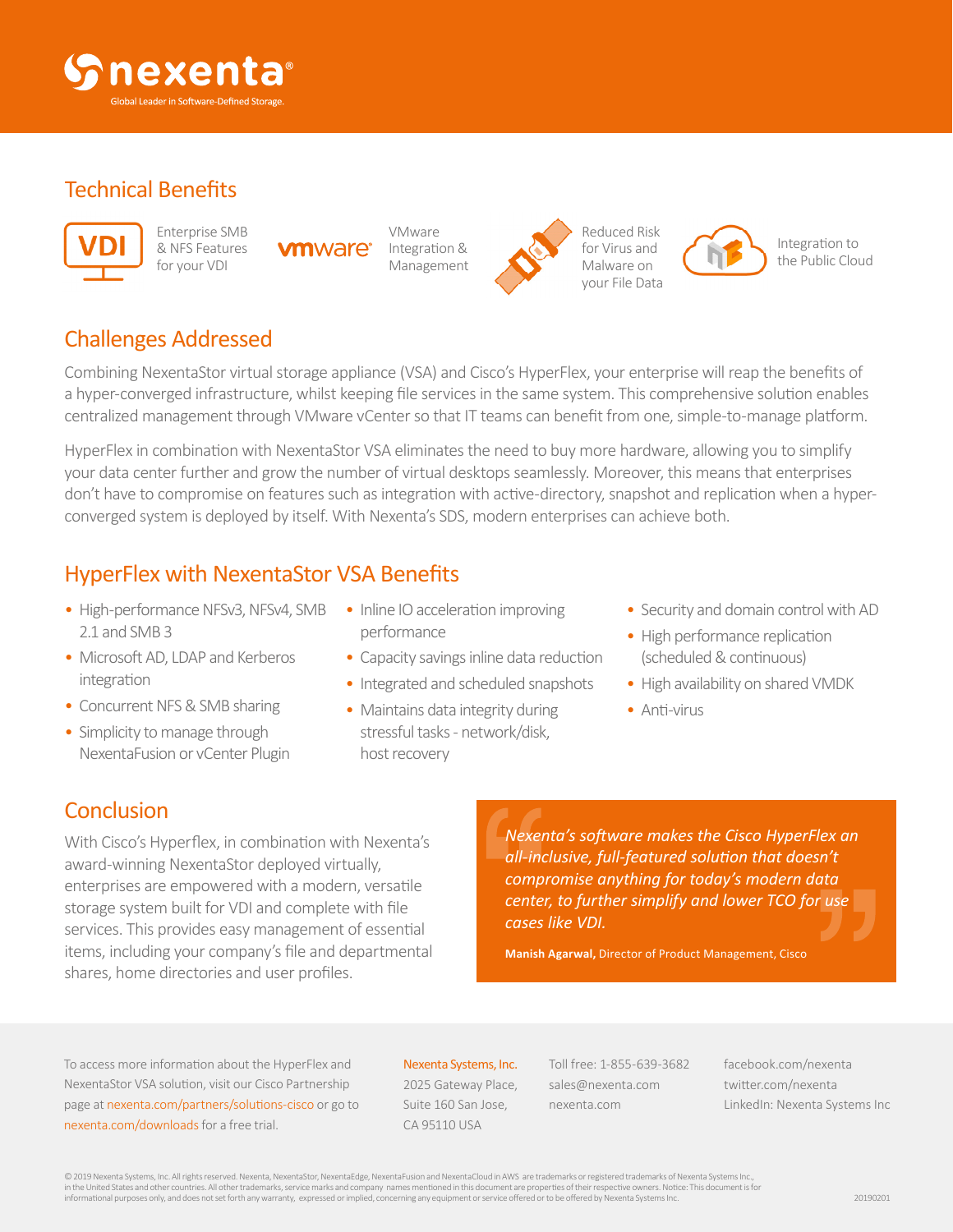nexenta®

Global Leader in Software-Defined Storage.

## Technical Benefits

VDI — Enterprise SMB & NFS Features for your VDI

vmware® — VMware Integration & Management

Reduced Risk for Virus and Malware on your File Data

Integration to the Public Cloud

## Challenges Addressed

Combining NexentaStor virtual storage appliance (VSA) and Cisco's HyperFlex, your enterprise will reap the benefits of a hyper-converged infrastructure, whilst keeping file services in the same system. This comprehensive solution enables centralized management through VMware vCenter so that IT teams can benefit from one, simple-to-manage platform.

HyperFlex in combination with NexentaStor VSA eliminates the need to buy more hardware, allowing you to simplify your data center further and grow the number of virtual desktops seamlessly. Moreover, this means that enterprises don't have to compromise on features such as integration with active-directory, snapshot and replication when a hyper-converged system is deployed by itself. With Nexenta's SDS, modern enterprises can achieve both.

## HyperFlex with NexentaStor VSA Benefits

- High-performance NFSv3, NFSv4, SMB 2.1 and SMB 3
- Microsoft AD, LDAP and Kerberos integration
- Concurrent NFS & SMB sharing
- Simplicity to manage through NexentaFusion or vCenter Plugin
- Inline IO acceleration improving performance
- Capacity savings inline data reduction
- Integrated and scheduled snapshots
- Maintains data integrity during stressful tasks - network/disk, host recovery
- Security and domain control with AD
- High performance replication (scheduled & continuous)
- High availability on shared VMDK
- Anti-virus

## Conclusion

With Cisco's Hyperflex, in combination with Nexenta's award-winning NexentaStor deployed virtually, enterprises are empowered with a modern, versatile storage system built for VDI and complete with file services. This provides easy management of essential items, including your company's file and departmental shares, home directories and user profiles.

> *Nexenta's software makes the Cisco HyperFlex an all-inclusive, full-featured solution that doesn't compromise anything for today's modern data center, to further simplify and lower TCO for use cases like VDI.*
>
> **Manish Agarwal,** Director of Product Management, Cisco

To access more information about the HyperFlex and NexentaStor VSA solution, visit our Cisco Partnership page at nexenta.com/partners/solutions-cisco or go to nexenta.com/downloads for a free trial.

Nexenta Systems, Inc.
2025 Gateway Place,
Suite 160 San Jose,
CA 95110 USA

Toll free: 1-855-639-3682
sales@nexenta.com
nexenta.com

facebook.com/nexenta
twitter.com/nexenta
LinkedIn: Nexenta Systems Inc

© 2019 Nexenta Systems, Inc. All rights reserved. Nexenta, NexentaStor, NexentaEdge, NexentaFusion and NexentaCloud in AWS are trademarks or registered trademarks of Nexenta Systems Inc., in the United States and other countries. All other trademarks, service marks and company names mentioned in this document are properties of their respective owners. Notice: This document is for informational purposes only, and does not set forth any warranty, expressed or implied, concerning any equipment or service offered or to be offered by Nexenta Systems Inc.

20190201